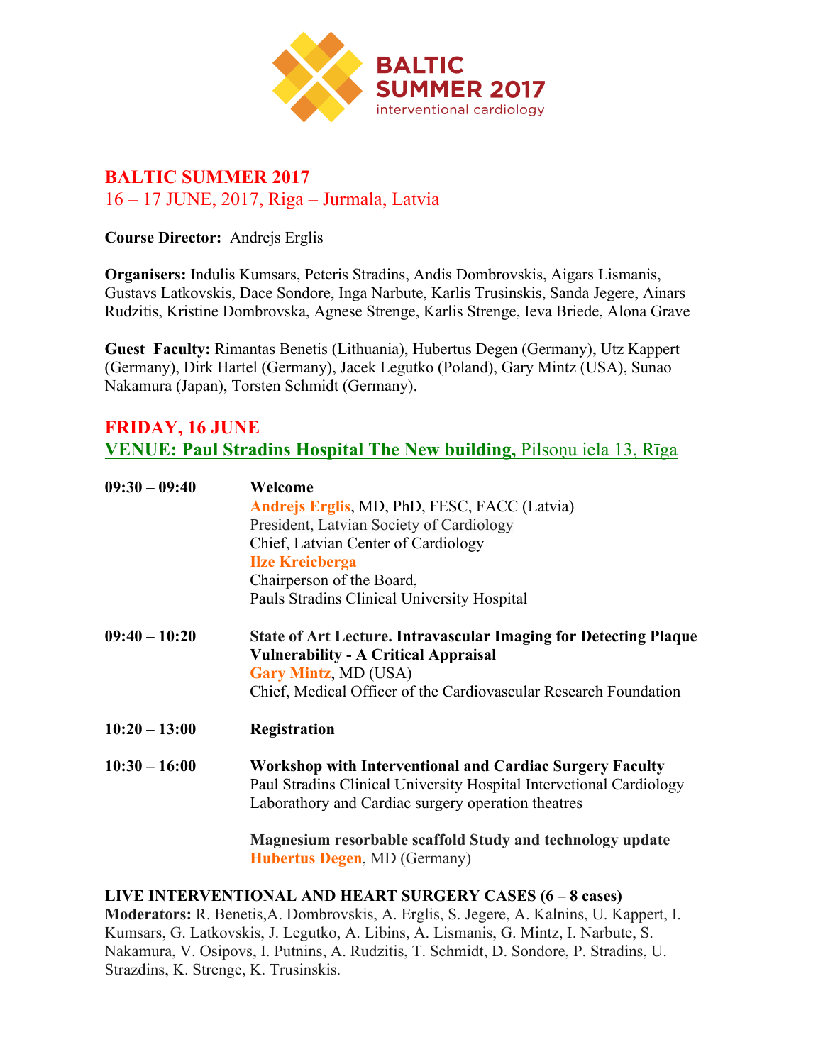# BALTIC SUMMER 2017

16 – 17 JUNE, 2017, Riga – Jurmala, Latvia

**Course Director:** Andrejs Erglis

**Organisers:** Indulis Kumsars, Peteris Stradins, Andis Dombrovskis, Aigars Lismanis, Gustavs Latkovskis, Dace Sondore, Inga Narbute, Karlis Trusinskis, Sanda Jegere, Ainars Rudzitis, Kristine Dombrovska, Agnese Strenge, Karlis Strenge, Ieva Briede, Alona Grave

**Guest Faculty:** Rimantas Benetis (Lithuania), Hubertus Degen (Germany), Utz Kappert (Germany), Dirk Hartel (Germany), Jacek Legutko (Poland), Gary Mintz (USA), Sunao Nakamura (Japan), Torsten Schmidt (Germany).

## FRIDAY, 16 JUNE

**VENUE: Paul Stradins Hospital The New building,** Pilsoņu iela 13, Rīga

**09:30 – 09:40** **Welcome**
**Andrejs Erglis**, MD, PhD, FESC, FACC (Latvia)
President, Latvian Society of Cardiology
Chief, Latvian Center of Cardiology
**Ilze Kreicberga**
Chairperson of the Board,
Pauls Stradins Clinical University Hospital

**09:40 – 10:20** **State of Art Lecture. Intravascular Imaging for Detecting Plaque Vulnerability - A Critical Appraisal**
**Gary Mintz**, MD (USA)
Chief, Medical Officer of the Cardiovascular Research Foundation

**10:20 – 13:00** **Registration**

**10:30 – 16:00** **Workshop with Interventional and Cardiac Surgery Faculty**
Paul Stradins Clinical University Hospital Intervetional Cardiology Laborathory and Cardiac surgery operation theatres

**Magnesium resorbable scaffold Study and technology update**
**Hubertus Degen**, MD (Germany)

**LIVE INTERVENTIONAL AND HEART SURGERY CASES (6 – 8 cases)**
**Moderators:** R. Benetis,A. Dombrovskis, A. Erglis, S. Jegere, A. Kalnins, U. Kappert, I. Kumsars, G. Latkovskis, J. Legutko, A. Libins, A. Lismanis, G. Mintz, I. Narbute, S. Nakamura, V. Osipovs, I. Putnins, A. Rudzitis, T. Schmidt, D. Sondore, P. Stradins, U. Strazdins, K. Strenge, K. Trusinskis.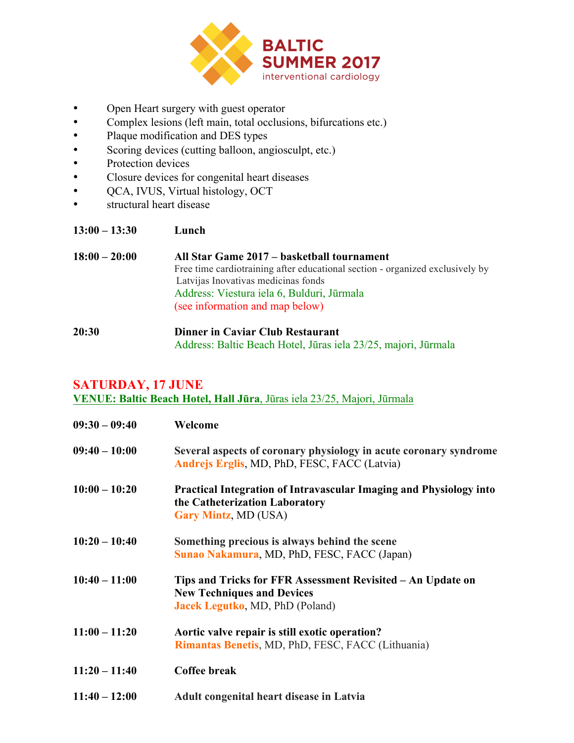**BALTIC SUMMER 2017**
interventional cardiology

- Open Heart surgery with guest operator
- Complex lesions (left main, total occlusions, bifurcations etc.)
- Plaque modification and DES types
- Scoring devices (cutting balloon, angiosculpt, etc.)
- Protection devices
- Closure devices for congenital heart diseases
- QCA, IVUS, Virtual histology, OCT
- structural heart disease

**13:00 – 13:30** **Lunch**

**18:00 – 20:00** **All Star Game 2017 – basketball tournament**
Free time cardiotraining after educational section - organized exclusively by Latvijas Inovativas medicinas fonds
Address: Viestura iela 6, Bulduri, Jūrmala
(see information and map below)

**20:30** **Dinner in Caviar Club Restaurant**
Address: Baltic Beach Hotel, Jūras iela 23/25, majori, Jūrmala

## SATURDAY, 17 JUNE

**VENUE: Baltic Beach Hotel, Hall Jūra**, Jūras iela 23/25, Majori, Jūrmala

**09:30 – 09:40** **Welcome**

**09:40 – 10:00** **Several aspects of coronary physiology in acute coronary syndrome**
**Andrejs Erglis**, MD, PhD, FESC, FACC (Latvia)

**10:00 – 10:20** **Practical Integration of Intravascular Imaging and Physiology into the Catheterization Laboratory**
**Gary Mintz**, MD (USA)

**10:20 – 10:40** **Something precious is always behind the scene**
**Sunao Nakamura**, MD, PhD, FESC, FACC (Japan)

**10:40 – 11:00** **Tips and Tricks for FFR Assessment Revisited – An Update on New Techniques and Devices**
**Jacek Legutko**, MD, PhD (Poland)

**11:00 – 11:20** **Aortic valve repair is still exotic operation?**
**Rimantas Benetis**, MD, PhD, FESC, FACC (Lithuania)

**11:20 – 11:40** **Coffee break**

**11:40 – 12:00** **Adult congenital heart disease in Latvia**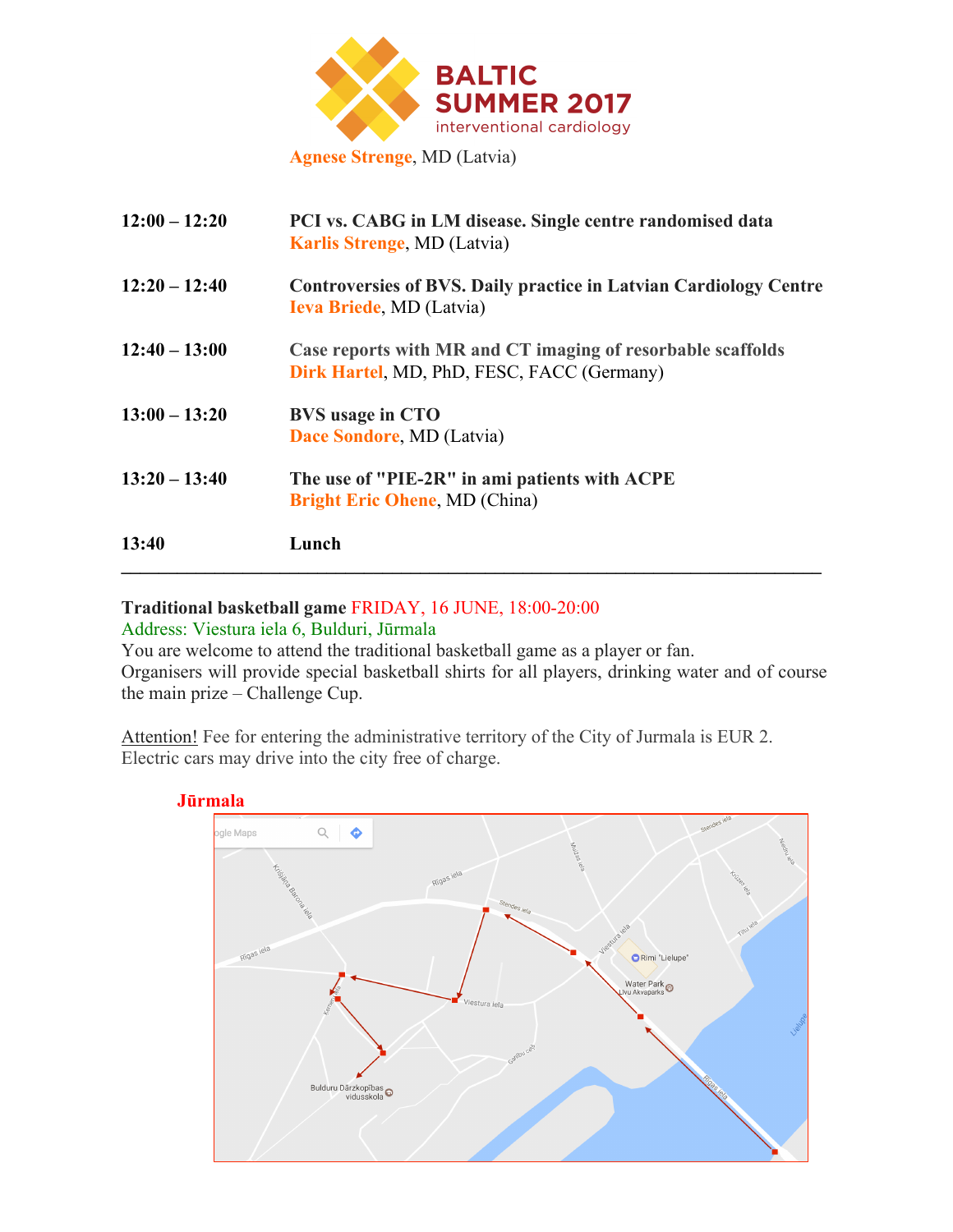BALTIC SUMMER 2017
interventional cardiology

Agnese Strenge, MD (Latvia)

| | |
|---|---|
| **12:00 – 12:20** | **PCI vs. CABG in LM disease. Single centre randomised data**<br>Karlis Strenge, MD (Latvia) |
| **12:20 – 12:40** | **Controversies of BVS. Daily practice in Latvian Cardiology Centre**<br>Ieva Briede, MD (Latvia) |
| **12:40 – 13:00** | **Case reports with MR and CT imaging of resorbable scaffolds**<br>Dirk Hartel, MD, PhD, FESC, FACC (Germany) |
| **13:00 – 13:20** | **BVS usage in CTO**<br>Dace Sondore, MD (Latvia) |
| **13:20 – 13:40** | **The use of "PIE-2R" in ami patients with ACPE**<br>Bright Eric Ohene, MD (China) |
| **13:40** | **Lunch** |

---

**Traditional basketball game** FRIDAY, 16 JUNE, 18:00-20:00

Address: Viestura iela 6, Bulduri, Jūrmala

You are welcome to attend the traditional basketball game as a player or fan.
Organisers will provide special basketball shirts for all players, drinking water and of course the main prize – Challenge Cup.

Attention! Fee for entering the administrative territory of the City of Jurmala is EUR 2.
Electric cars may drive into the city free of charge.

**Jūrmala**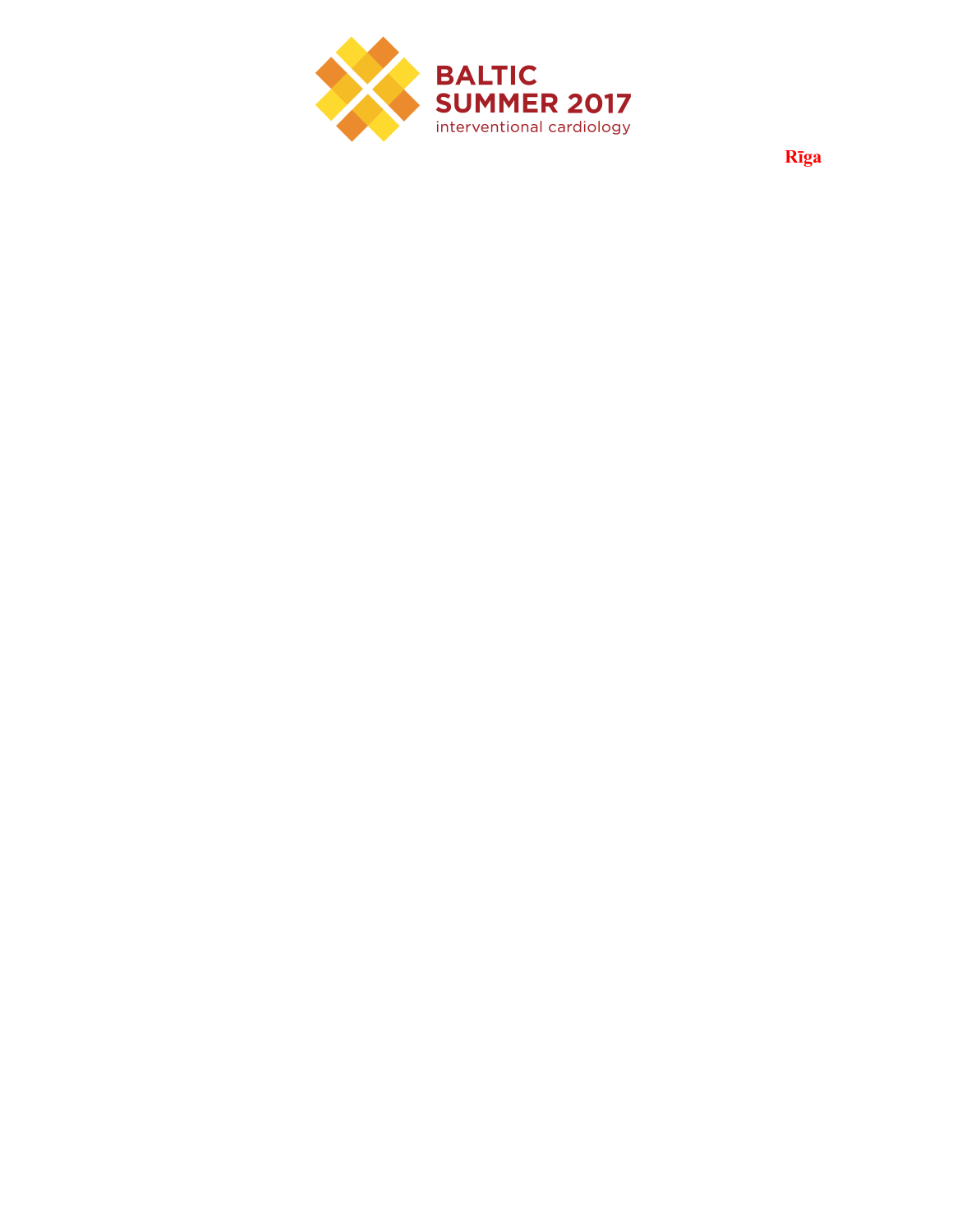Rīga